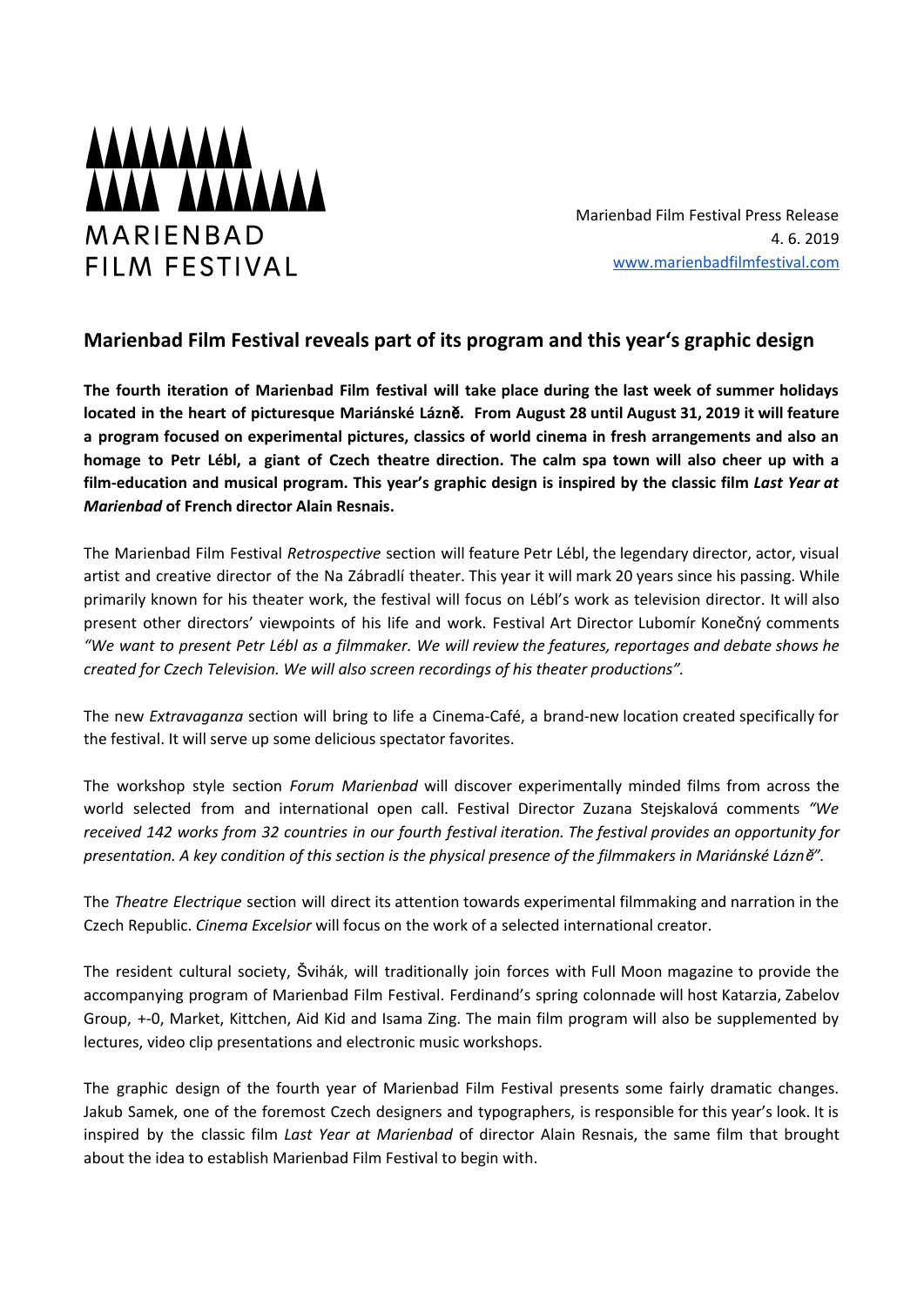MARIENBAD
FILM FESTIVAL

Marienbad Film Festival Press Release
4. 6. 2019
www.marienbadfilmfestival.com

## Marienbad Film Festival reveals part of its program and this year‘s graphic design

**The fourth iteration of Marienbad Film festival will take place during the last week of summer holidays located in the heart of picturesque Mariánské Lázně. From August 28 until August 31, 2019 it will feature a program focused on experimental pictures, classics of world cinema in fresh arrangements and also an homage to Petr Lébl, a giant of Czech theatre direction. The calm spa town will also cheer up with a film-education and musical program. This year's graphic design is inspired by the classic film *Last Year at Marienbad* of French director Alain Resnais.**

The Marienbad Film Festival *Retrospective* section will feature Petr Lébl, the legendary director, actor, visual artist and creative director of the Na Zábradlí theater. This year it will mark 20 years since his passing. While primarily known for his theater work, the festival will focus on Lébl's work as television director. It will also present other directors' viewpoints of his life and work. Festival Art Director Lubomír Konečný comments *"We want to present Petr Lébl as a filmmaker. We will review the features, reportages and debate shows he created for Czech Television. We will also screen recordings of his theater productions".*

The new *Extravaganza* section will bring to life a Cinema-Café, a brand-new location created specifically for the festival. It will serve up some delicious spectator favorites.

The workshop style section *Forum Marienbad* will discover experimentally minded films from across the world selected from and international open call. Festival Director Zuzana Stejskalová comments *"We received 142 works from 32 countries in our fourth festival iteration. The festival provides an opportunity for presentation. A key condition of this section is the physical presence of the filmmakers in Mariánské Lázně".*

The *Theatre Electrique* section will direct its attention towards experimental filmmaking and narration in the Czech Republic. *Cinema Excelsior* will focus on the work of a selected international creator.

The resident cultural society, Švihák, will traditionally join forces with Full Moon magazine to provide the accompanying program of Marienbad Film Festival. Ferdinand's spring colonnade will host Katarzia, Zabelov Group, +-0, Market, Kittchen, Aid Kid and Isama Zing. The main film program will also be supplemented by lectures, video clip presentations and electronic music workshops.

The graphic design of the fourth year of Marienbad Film Festival presents some fairly dramatic changes. Jakub Samek, one of the foremost Czech designers and typographers, is responsible for this year's look. It is inspired by the classic film *Last Year at Marienbad* of director Alain Resnais, the same film that brought about the idea to establish Marienbad Film Festival to begin with.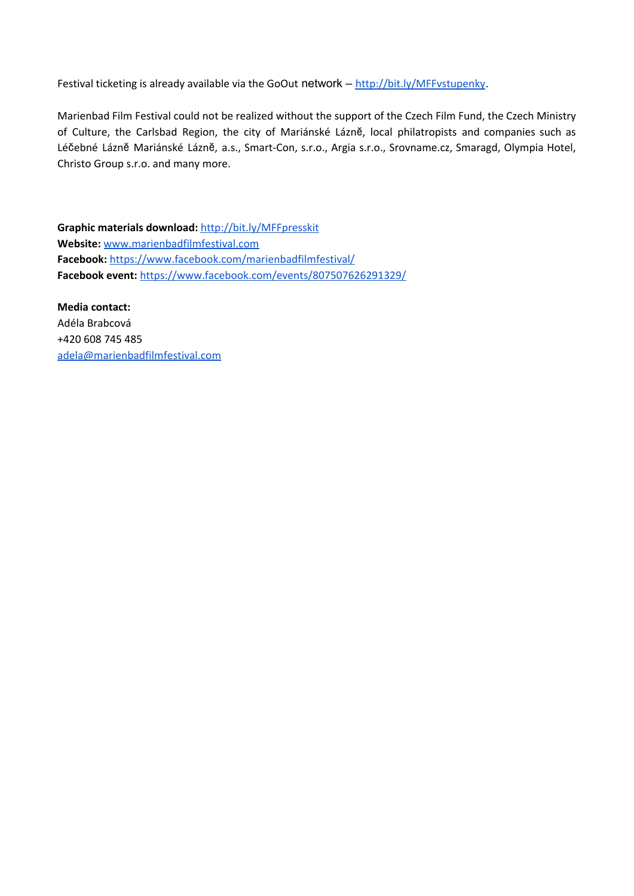Festival ticketing is already available via the GoOut network – http://bit.ly/MFFvstupenky.

Marienbad Film Festival could not be realized without the support of the Czech Film Fund, the Czech Ministry of Culture, the Carlsbad Region, the city of Mariánské Lázně, local philatropists and companies such as Léčebné Lázně Mariánské Lázně, a.s., Smart-Con, s.r.o., Argia s.r.o., Srovname.cz, Smaragd, Olympia Hotel, Christo Group s.r.o. and many more.

**Graphic materials download:** http://bit.ly/MFFpresskit  
**Website:** www.marienbadfilmfestival.com  
**Facebook:** https://www.facebook.com/marienbadfilmfestival/  
**Facebook event:** https://www.facebook.com/events/807507626291329/

**Media contact:**  
Adéla Brabcová  
+420 608 745 485  
adela@marienbadfilmfestival.com